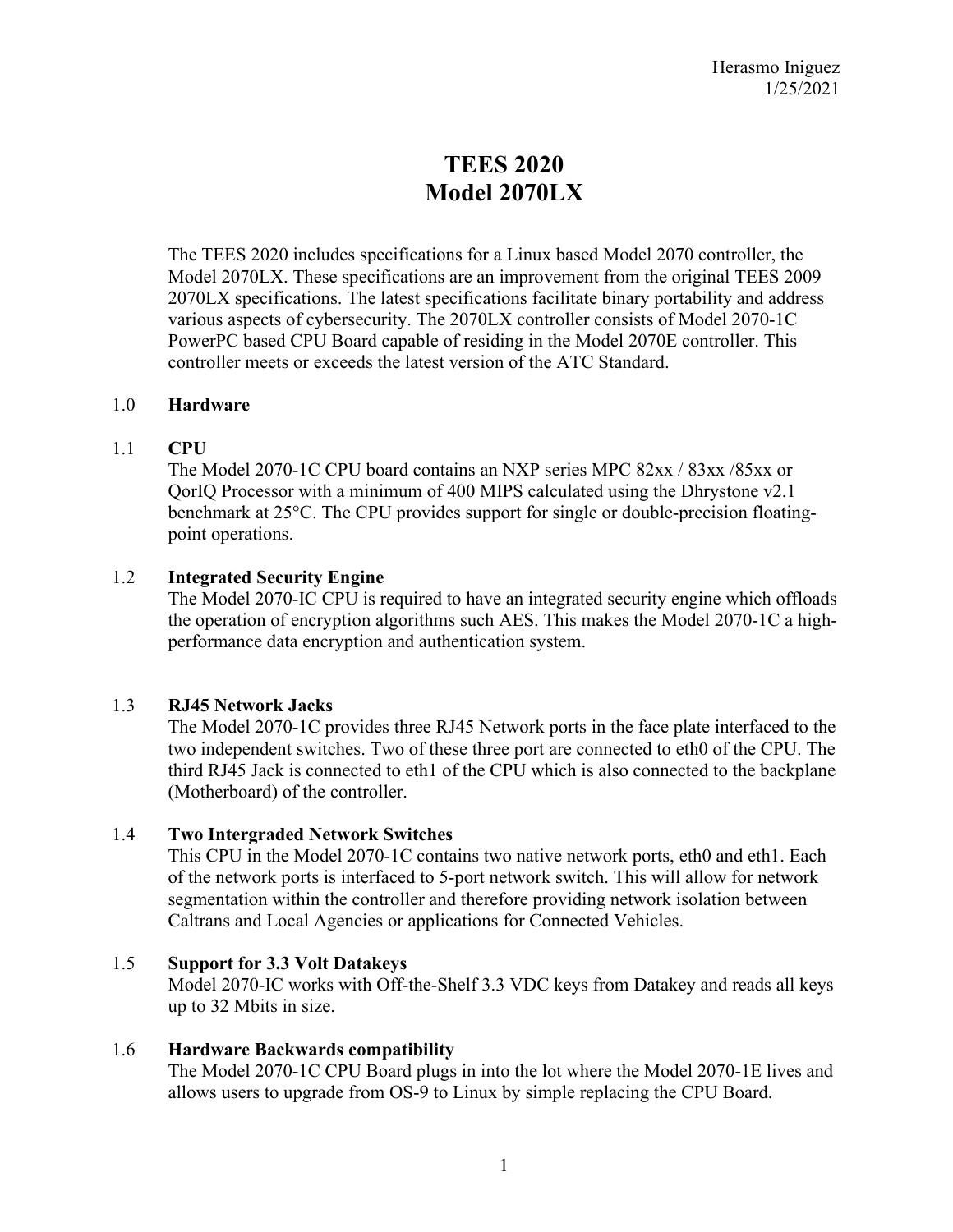Herasmo Iniguez
1/25/2021

# TEES 2020
# Model 2070LX

The TEES 2020 includes specifications for a Linux based Model 2070 controller, the Model 2070LX. These specifications are an improvement from the original TEES 2009 2070LX specifications. The latest specifications facilitate binary portability and address various aspects of cybersecurity. The 2070LX controller consists of Model 2070-1C PowerPC based CPU Board capable of residing in the Model 2070E controller. This controller meets or exceeds the latest version of the ATC Standard.

## 1.0 **Hardware**

### 1.1 **CPU**

The Model 2070-1C CPU board contains an NXP series MPC 82xx / 83xx /85xx or QorIQ Processor with a minimum of 400 MIPS calculated using the Dhrystone v2.1 benchmark at 25°C. The CPU provides support for single or double-precision floating-point operations.

### 1.2 **Integrated Security Engine**

The Model 2070-IC CPU is required to have an integrated security engine which offloads the operation of encryption algorithms such AES. This makes the Model 2070-1C a high-performance data encryption and authentication system.

### 1.3 **RJ45 Network Jacks**

The Model 2070-1C provides three RJ45 Network ports in the face plate interfaced to the two independent switches. Two of these three port are connected to eth0 of the CPU. The third RJ45 Jack is connected to eth1 of the CPU which is also connected to the backplane (Motherboard) of the controller.

### 1.4 **Two Intergraded Network Switches**

This CPU in the Model 2070-1C contains two native network ports, eth0 and eth1. Each of the network ports is interfaced to 5-port network switch. This will allow for network segmentation within the controller and therefore providing network isolation between Caltrans and Local Agencies or applications for Connected Vehicles.

### 1.5 **Support for 3.3 Volt Datakeys**

Model 2070-IC works with Off-the-Shelf 3.3 VDC keys from Datakey and reads all keys up to 32 Mbits in size.

### 1.6 **Hardware Backwards compatibility**

The Model 2070-1C CPU Board plugs in into the lot where the Model 2070-1E lives and allows users to upgrade from OS-9 to Linux by simple replacing the CPU Board.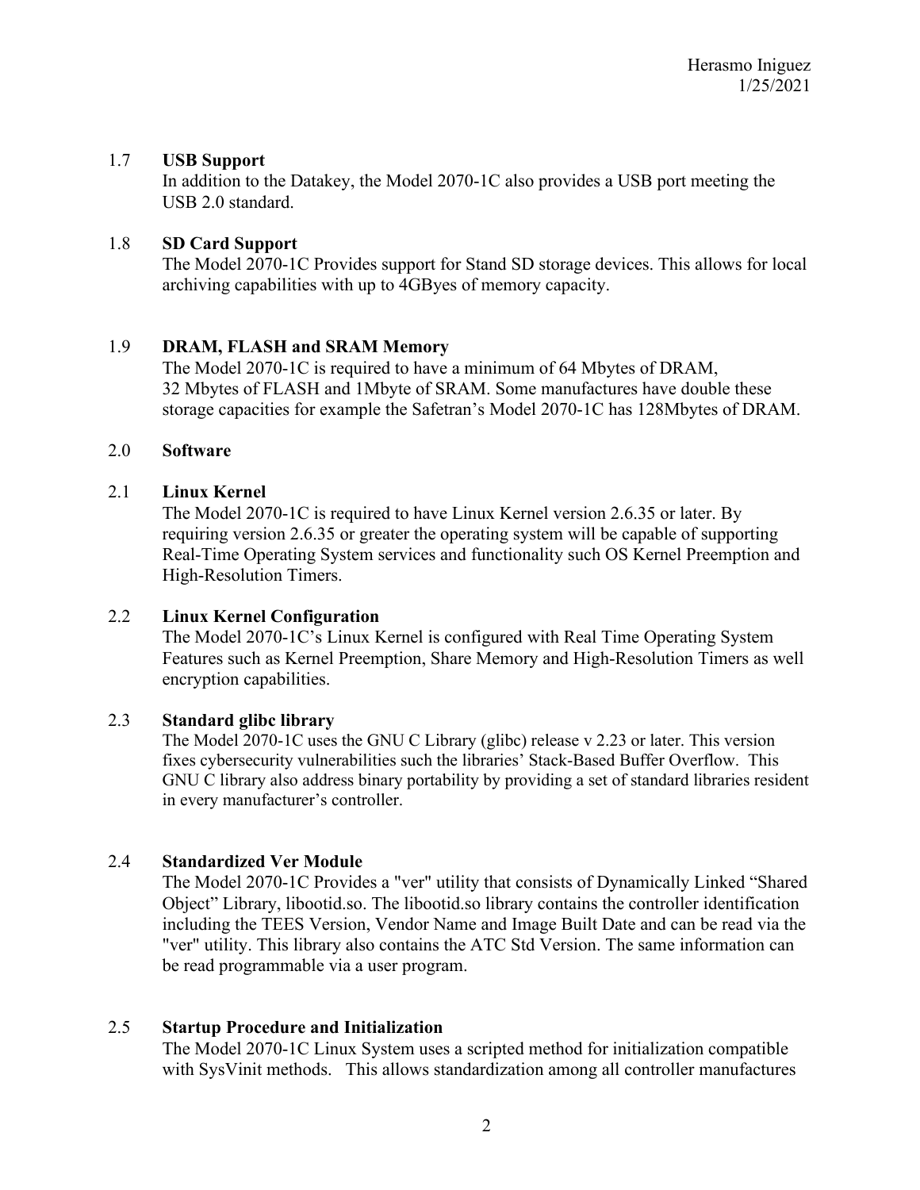## 1.7 **USB Support**

In addition to the Datakey, the Model 2070-1C also provides a USB port meeting the USB 2.0 standard.

## 1.8 **SD Card Support**

The Model 2070-1C Provides support for Stand SD storage devices. This allows for local archiving capabilities with up to 4GByes of memory capacity.

## 1.9 **DRAM, FLASH and SRAM Memory**

The Model 2070-1C is required to have a minimum of 64 Mbytes of DRAM, 32 Mbytes of FLASH and 1Mbyte of SRAM. Some manufactures have double these storage capacities for example the Safetran's Model 2070-1C has 128Mbytes of DRAM.

# 2.0 **Software**

## 2.1 **Linux Kernel**

The Model 2070-1C is required to have Linux Kernel version 2.6.35 or later. By requiring version 2.6.35 or greater the operating system will be capable of supporting Real-Time Operating System services and functionality such OS Kernel Preemption and High-Resolution Timers.

## 2.2 **Linux Kernel Configuration**

The Model 2070-1C's Linux Kernel is configured with Real Time Operating System Features such as Kernel Preemption, Share Memory and High-Resolution Timers as well encryption capabilities.

## 2.3 **Standard glibc library**

The Model 2070-1C uses the GNU C Library (glibc) release v 2.23 or later. This version fixes cybersecurity vulnerabilities such the libraries' Stack-Based Buffer Overflow. This GNU C library also address binary portability by providing a set of standard libraries resident in every manufacturer's controller.

## 2.4 **Standardized Ver Module**

The Model 2070-1C Provides a "ver" utility that consists of Dynamically Linked "Shared Object" Library, libootid.so. The libootid.so library contains the controller identification including the TEES Version, Vendor Name and Image Built Date and can be read via the "ver" utility. This library also contains the ATC Std Version. The same information can be read programmable via a user program.

## 2.5 **Startup Procedure and Initialization**

The Model 2070-1C Linux System uses a scripted method for initialization compatible with SysVinit methods. This allows standardization among all controller manufactures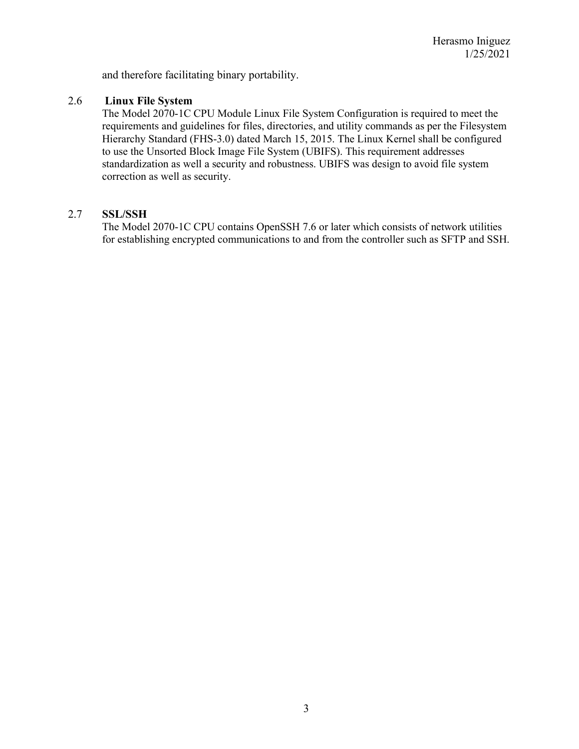and therefore facilitating binary portability.

## 2.6 Linux File System

The Model 2070-1C CPU Module Linux File System Configuration is required to meet the requirements and guidelines for files, directories, and utility commands as per the Filesystem Hierarchy Standard (FHS-3.0) dated March 15, 2015. The Linux Kernel shall be configured to use the Unsorted Block Image File System (UBIFS). This requirement addresses standardization as well a security and robustness. UBIFS was design to avoid file system correction as well as security.

## 2.7 SSL/SSH

The Model 2070-1C CPU contains OpenSSH 7.6 or later which consists of network utilities for establishing encrypted communications to and from the controller such as SFTP and SSH.